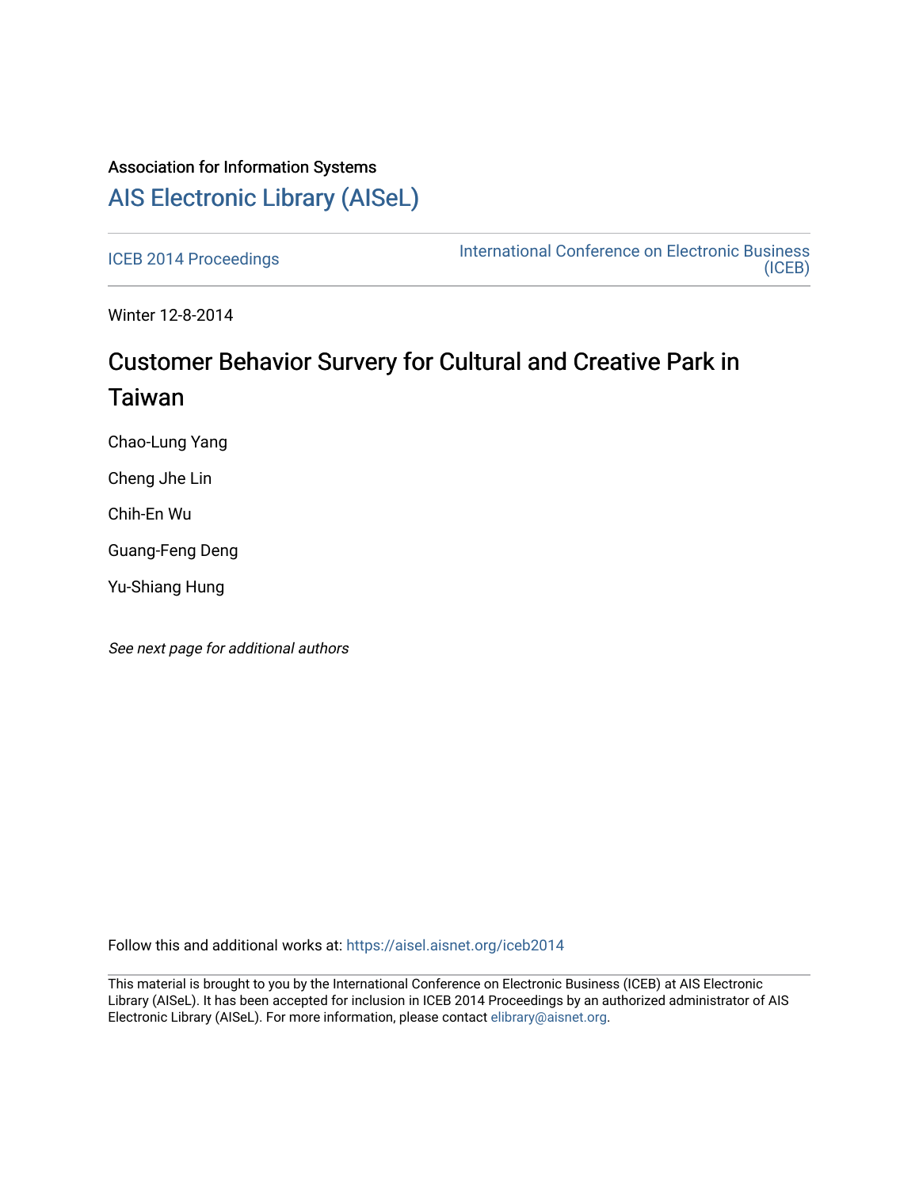Association for Information Systems

# AIS Electronic Library (AISeL)

ICEB 2014 Proceedings

International Conference on Electronic Business (ICEB)

Winter 12-8-2014

## Customer Behavior Survery for Cultural and Creative Park in Taiwan

Chao-Lung Yang

Cheng Jhe Lin

Chih-En Wu

Guang-Feng Deng

Yu-Shiang Hung

*See next page for additional authors*

Follow this and additional works at: https://aisel.aisnet.org/iceb2014

This material is brought to you by the International Conference on Electronic Business (ICEB) at AIS Electronic Library (AISeL). It has been accepted for inclusion in ICEB 2014 Proceedings by an authorized administrator of AIS Electronic Library (AISeL). For more information, please contact elibrary@aisnet.org.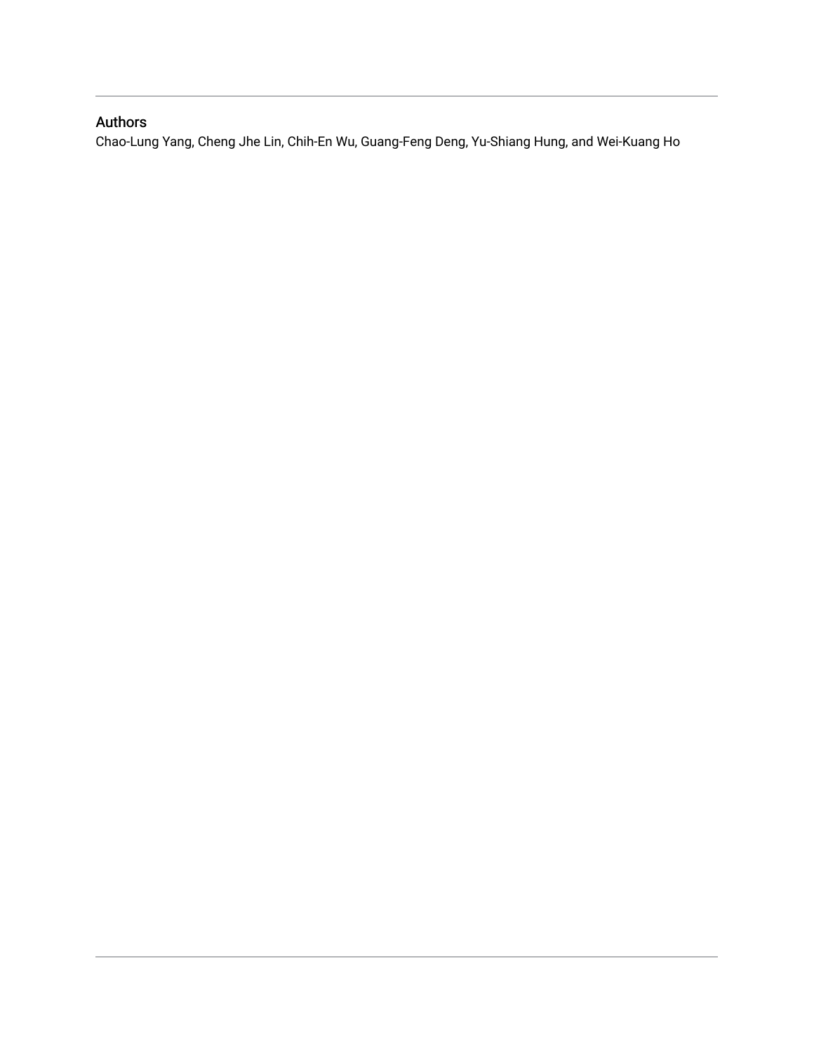## Authors

Chao-Lung Yang, Cheng Jhe Lin, Chih-En Wu, Guang-Feng Deng, Yu-Shiang Hung, and Wei-Kuang Ho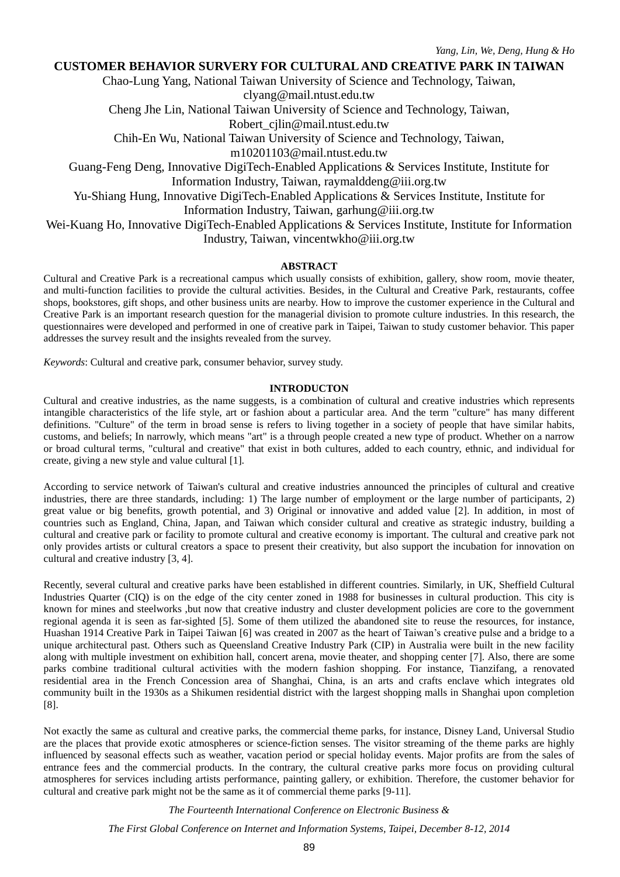# CUSTOMER BEHAVIOR SURVERY FOR CULTURAL AND CREATIVE PARK IN TAIWAN

Chao-Lung Yang, National Taiwan University of Science and Technology, Taiwan, clyang@mail.ntust.edu.tw

Cheng Jhe Lin, National Taiwan University of Science and Technology, Taiwan, Robert_cjlin@mail.ntust.edu.tw

Chih-En Wu, National Taiwan University of Science and Technology, Taiwan, m10201103@mail.ntust.edu.tw

Guang-Feng Deng, Innovative DigiTech-Enabled Applications & Services Institute, Institute for Information Industry, Taiwan, raymalddeng@iii.org.tw

Yu-Shiang Hung, Innovative DigiTech-Enabled Applications & Services Institute, Institute for Information Industry, Taiwan, garhung@iii.org.tw

Wei-Kuang Ho, Innovative DigiTech-Enabled Applications & Services Institute, Institute for Information Industry, Taiwan, vincentwkho@iii.org.tw

## ABSTRACT

Cultural and Creative Park is a recreational campus which usually consists of exhibition, gallery, show room, movie theater, and multi-function facilities to provide the cultural activities. Besides, in the Cultural and Creative Park, restaurants, coffee shops, bookstores, gift shops, and other business units are nearby. How to improve the customer experience in the Cultural and Creative Park is an important research question for the managerial division to promote culture industries. In this research, the questionnaires were developed and performed in one of creative park in Taipei, Taiwan to study customer behavior. This paper addresses the survey result and the insights revealed from the survey.

*Keywords*: Cultural and creative park, consumer behavior, survey study.

## INTRODUCTON

Cultural and creative industries, as the name suggests, is a combination of cultural and creative industries which represents intangible characteristics of the life style, art or fashion about a particular area. And the term "culture" has many different definitions. "Culture" of the term in broad sense is refers to living together in a society of people that have similar habits, customs, and beliefs; In narrowly, which means "art" is a through people created a new type of product. Whether on a narrow or broad cultural terms, "cultural and creative" that exist in both cultures, added to each country, ethnic, and individual for create, giving a new style and value cultural [1].

According to service network of Taiwan's cultural and creative industries announced the principles of cultural and creative industries, there are three standards, including: 1) The large number of employment or the large number of participants, 2) great value or big benefits, growth potential, and 3) Original or innovative and added value [2]. In addition, in most of countries such as England, China, Japan, and Taiwan which consider cultural and creative as strategic industry, building a cultural and creative park or facility to promote cultural and creative economy is important. The cultural and creative park not only provides artists or cultural creators a space to present their creativity, but also support the incubation for innovation on cultural and creative industry [3, 4].

Recently, several cultural and creative parks have been established in different countries. Similarly, in UK, Sheffield Cultural Industries Quarter (CIQ) is on the edge of the city center zoned in 1988 for businesses in cultural production. This city is known for mines and steelworks ,but now that creative industry and cluster development policies are core to the government regional agenda it is seen as far-sighted [5]. Some of them utilized the abandoned site to reuse the resources, for instance, Huashan 1914 Creative Park in Taipei Taiwan [6] was created in 2007 as the heart of Taiwan's creative pulse and a bridge to a unique architectural past. Others such as Queensland Creative Industry Park (CIP) in Australia were built in the new facility along with multiple investment on exhibition hall, concert arena, movie theater, and shopping center [7]. Also, there are some parks combine traditional cultural activities with the modern fashion shopping. For instance, Tianzifang, a renovated residential area in the French Concession area of Shanghai, China, is an arts and crafts enclave which integrates old community built in the 1930s as a Shikumen residential district with the largest shopping malls in Shanghai upon completion [8].

Not exactly the same as cultural and creative parks, the commercial theme parks, for instance, Disney Land, Universal Studio are the places that provide exotic atmospheres or science-fiction senses. The visitor streaming of the theme parks are highly influenced by seasonal effects such as weather, vacation period or special holiday events. Major profits are from the sales of entrance fees and the commercial products. In the contrary, the cultural creative parks more focus on providing cultural atmospheres for services including artists performance, painting gallery, or exhibition. Therefore, the customer behavior for cultural and creative park might not be the same as it of commercial theme parks [9-11].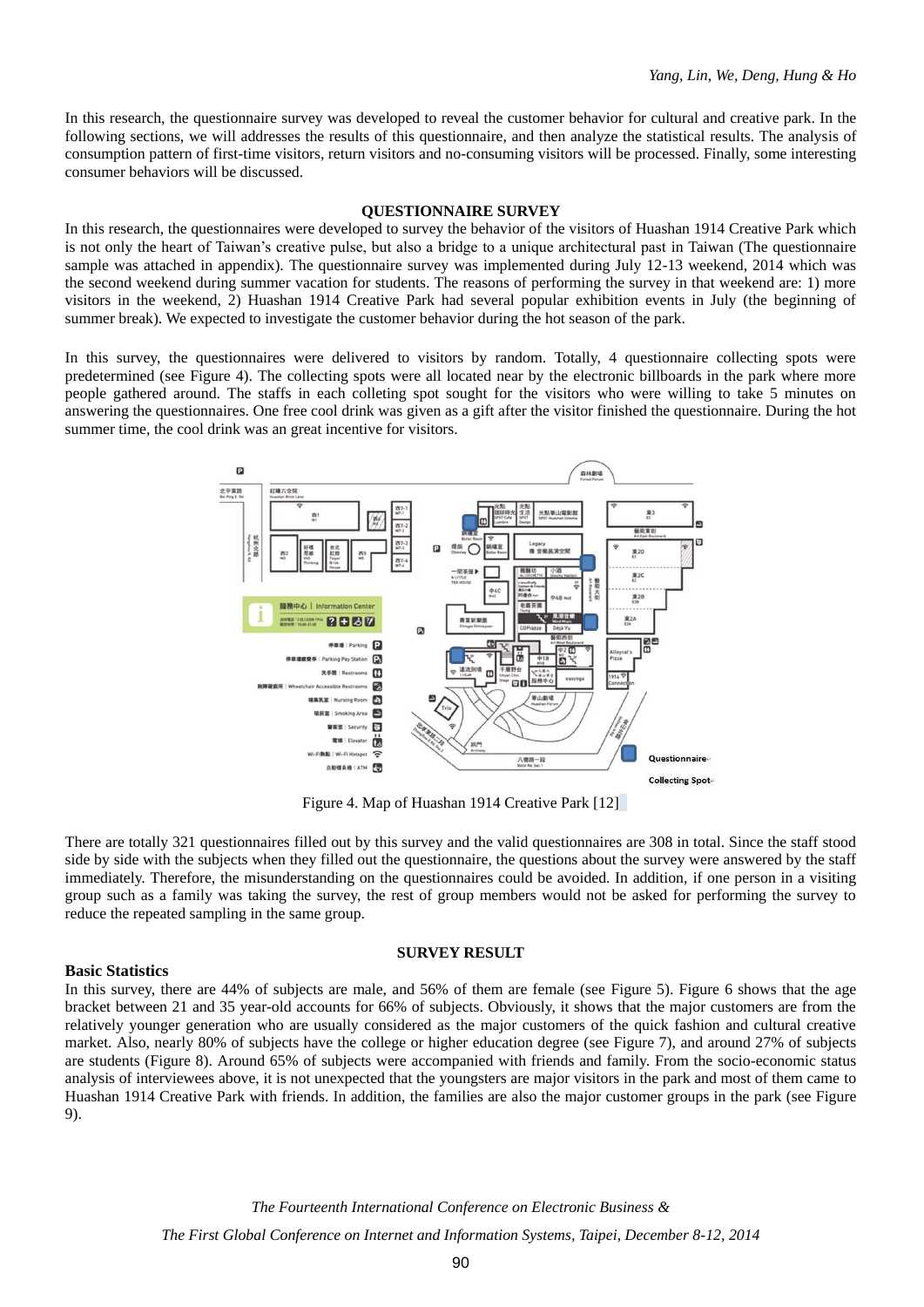In this research, the questionnaire survey was developed to reveal the customer behavior for cultural and creative park. In the following sections, we will addresses the results of this questionnaire, and then analyze the statistical results. The analysis of consumption pattern of first-time visitors, return visitors and no-consuming visitors will be processed. Finally, some interesting consumer behaviors will be discussed.

## QUESTIONNAIRE SURVEY

In this research, the questionnaires were developed to survey the behavior of the visitors of Huashan 1914 Creative Park which is not only the heart of Taiwan's creative pulse, but also a bridge to a unique architectural past in Taiwan (The questionnaire sample was attached in appendix). The questionnaire survey was implemented during July 12-13 weekend, 2014 which was the second weekend during summer vacation for students. The reasons of performing the survey in that weekend are: 1) more visitors in the weekend, 2) Huashan 1914 Creative Park had several popular exhibition events in July (the beginning of summer break). We expected to investigate the customer behavior during the hot season of the park.

In this survey, the questionnaires were delivered to visitors by random. Totally, 4 questionnaire collecting spots were predetermined (see Figure 4). The collecting spots were all located near by the electronic billboards in the park where more people gathered around. The staffs in each colleting spot sought for the visitors who were willing to take 5 minutes on answering the questionnaires. One free cool drink was given as a gift after the visitor finished the questionnaire. During the hot summer time, the cool drink was an great incentive for visitors.

Figure 4. Map of Huashan 1914 Creative Park [12]

There are totally 321 questionnaires filled out by this survey and the valid questionnaires are 308 in total. Since the staff stood side by side with the subjects when they filled out the questionnaire, the questions about the survey were answered by the staff immediately. Therefore, the misunderstanding on the questionnaires could be avoided. In addition, if one person in a visiting group such as a family was taking the survey, the rest of group members would not be asked for performing the survey to reduce the repeated sampling in the same group.

## SURVEY RESULT

### Basic Statistics

In this survey, there are 44% of subjects are male, and 56% of them are female (see Figure 5). Figure 6 shows that the age bracket between 21 and 35 year-old accounts for 66% of subjects. Obviously, it shows that the major customers are from the relatively younger generation who are usually considered as the major customers of the quick fashion and cultural creative market. Also, nearly 80% of subjects have the college or higher education degree (see Figure 7), and around 27% of subjects are students (Figure 8). Around 65% of subjects were accompanied with friends and family. From the socio-economic status analysis of interviewees above, it is not unexpected that the youngsters are major visitors in the park and most of them came to Huashan 1914 Creative Park with friends. In addition, the families are also the major customer groups in the park (see Figure 9).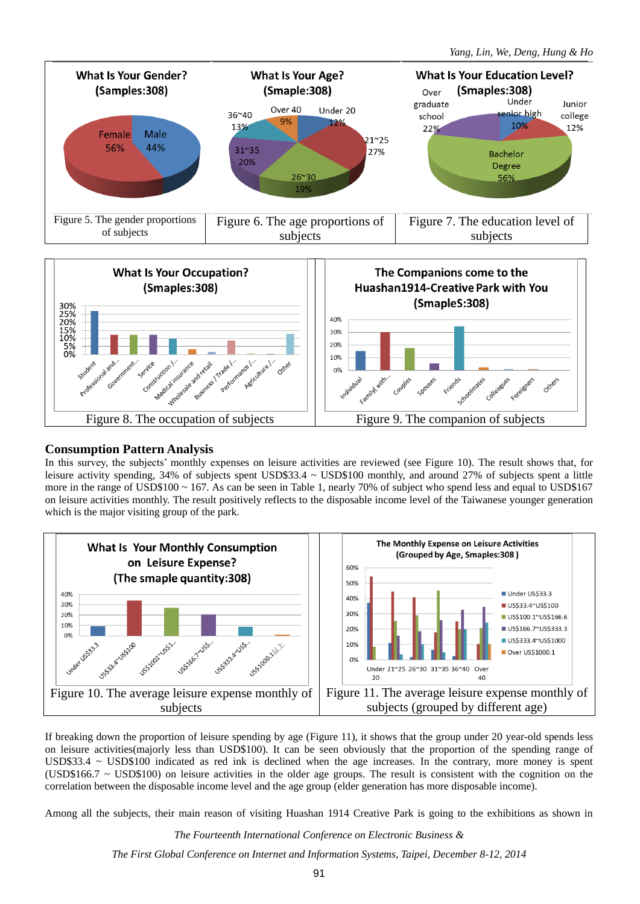Figure 5. The gender proportions of subjects

Figure 6. The age proportions of subjects

Figure 7. The education level of subjects

Figure 8. The occupation of subjects

Figure 9. The companion of subjects

## Consumption Pattern Analysis

In this survey, the subjects' monthly expenses on leisure activities are reviewed (see Figure 10). The result shows that, for leisure activity spending, 34% of subjects spent USD$33.4 ~ USD$100 monthly, and around 27% of subjects spent a little more in the range of USD$100 ~ 167. As can be seen in Table 1, nearly 70% of subject who spend less and equal to USD$167 on leisure activities monthly. The result positively reflects to the disposable income level of the Taiwanese younger generation which is the major visiting group of the park.

Figure 10. The average leisure expense monthly of subjects

Figure 11. The average leisure expense monthly of subjects (grouped by different age)

If breaking down the proportion of leisure spending by age (Figure 11), it shows that the group under 20 year-old spends less on leisure activities(majorly less than USD$100). It can be seen obviously that the proportion of the spending range of USD$33.4 ~ USD$100 indicated as red ink is declined when the age increases. In the contrary, more money is spent (USD$166.7 ~ USD$100) on leisure activities in the older age groups. The result is consistent with the cognition on the correlation between the disposable income level and the age group (elder generation has more disposable income).

Among all the subjects, their main reason of visiting Huashan 1914 Creative Park is going to the exhibitions as shown in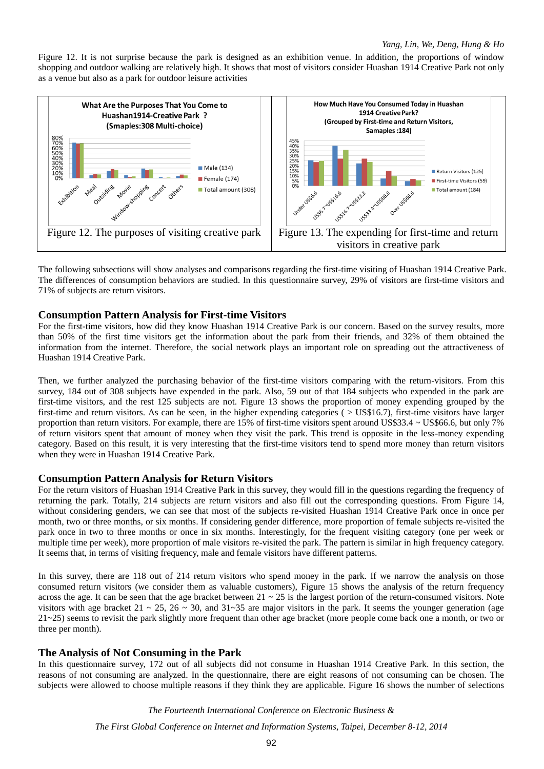Figure 12. It is not surprise because the park is designed as an exhibition venue. In addition, the proportions of window shopping and outdoor walking are relatively high. It shows that most of visitors consider Huashan 1914 Creative Park not only as a venue but also as a park for outdoor leisure activities

Figure 12. The purposes of visiting creative park

Figure 13. The expending for first-time and return visitors in creative park

The following subsections will show analyses and comparisons regarding the first-time visiting of Huashan 1914 Creative Park. The differences of consumption behaviors are studied. In this questionnaire survey, 29% of visitors are first-time visitors and 71% of subjects are return visitors.

## Consumption Pattern Analysis for First-time Visitors

For the first-time visitors, how did they know Huashan 1914 Creative Park is our concern. Based on the survey results, more than 50% of the first time visitors get the information about the park from their friends, and 32% of them obtained the information from the internet. Therefore, the social network plays an important role on spreading out the attractiveness of Huashan 1914 Creative Park.

Then, we further analyzed the purchasing behavior of the first-time visitors comparing with the return-visitors. From this survey, 184 out of 308 subjects have expended in the park. Also, 59 out of that 184 subjects who expended in the park are first-time visitors, and the rest 125 subjects are not. Figure 13 shows the proportion of money expending grouped by the first-time and return visitors. As can be seen, in the higher expending categories ( > US$16.7), first-time visitors have larger proportion than return visitors. For example, there are 15% of first-time visitors spent around US$33.4 ~ US$66.6, but only 7% of return visitors spent that amount of money when they visit the park. This trend is opposite in the less-money expending category. Based on this result, it is very interesting that the first-time visitors tend to spend more money than return visitors when they were in Huashan 1914 Creative Park.

## Consumption Pattern Analysis for Return Visitors

For the return visitors of Huashan 1914 Creative Park in this survey, they would fill in the questions regarding the frequency of returning the park. Totally, 214 subjects are return visitors and also fill out the corresponding questions. From Figure 14, without considering genders, we can see that most of the subjects re-visited Huashan 1914 Creative Park once in once per month, two or three months, or six months. If considering gender difference, more proportion of female subjects re-visited the park once in two to three months or once in six months. Interestingly, for the frequent visiting category (one per week or multiple time per week), more proportion of male visitors re-visited the park. The pattern is similar in high frequency category. It seems that, in terms of visiting frequency, male and female visitors have different patterns.

In this survey, there are 118 out of 214 return visitors who spend money in the park. If we narrow the analysis on those consumed return visitors (we consider them as valuable customers), Figure 15 shows the analysis of the return frequency across the age. It can be seen that the age bracket between 21 ~ 25 is the largest portion of the return-consumed visitors. Note visitors with age bracket 21 ~ 25, 26 ~ 30, and 31~35 are major visitors in the park. It seems the younger generation (age 21~25) seems to revisit the park slightly more frequent than other age bracket (more people come back one a month, or two or three per month).

## The Analysis of Not Consuming in the Park

In this questionnaire survey, 172 out of all subjects did not consume in Huashan 1914 Creative Park. In this section, the reasons of not consuming are analyzed. In the questionnaire, there are eight reasons of not consuming can be chosen. The subjects were allowed to choose multiple reasons if they think they are applicable. Figure 16 shows the number of selections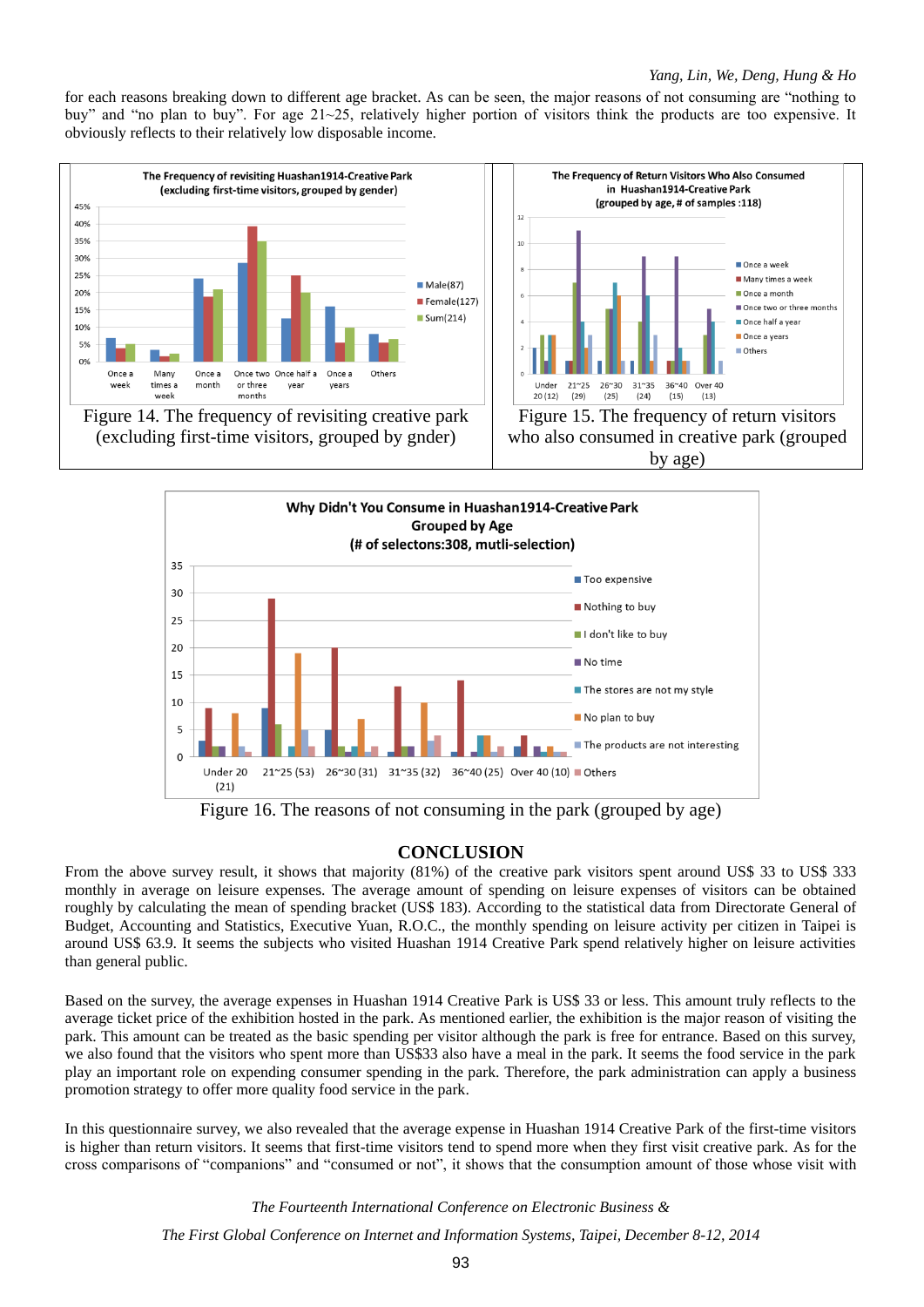for each reasons breaking down to different age bracket. As can be seen, the major reasons of not consuming are "nothing to buy" and "no plan to buy". For age 21~25, relatively higher portion of visitors think the products are too expensive. It obviously reflects to their relatively low disposable income.

Figure 14. The frequency of revisiting creative park (excluding first-time visitors, grouped by gnder)

Figure 15. The frequency of return visitors who also consumed in creative park (grouped by age)

Figure 16. The reasons of not consuming in the park (grouped by age)

## CONCLUSION

From the above survey result, it shows that majority (81%) of the creative park visitors spent around US$ 33 to US$ 333 monthly in average on leisure expenses. The average amount of spending on leisure expenses of visitors can be obtained roughly by calculating the mean of spending bracket (US$ 183). According to the statistical data from Directorate General of Budget, Accounting and Statistics, Executive Yuan, R.O.C., the monthly spending on leisure activity per citizen in Taipei is around US$ 63.9. It seems the subjects who visited Huashan 1914 Creative Park spend relatively higher on leisure activities than general public.

Based on the survey, the average expenses in Huashan 1914 Creative Park is US$ 33 or less. This amount truly reflects to the average ticket price of the exhibition hosted in the park. As mentioned earlier, the exhibition is the major reason of visiting the park. This amount can be treated as the basic spending per visitor although the park is free for entrance. Based on this survey, we also found that the visitors who spent more than US$33 also have a meal in the park. It seems the food service in the park play an important role on expending consumer spending in the park. Therefore, the park administration can apply a business promotion strategy to offer more quality food service in the park.

In this questionnaire survey, we also revealed that the average expense in Huashan 1914 Creative Park of the first-time visitors is higher than return visitors. It seems that first-time visitors tend to spend more when they first visit creative park. As for the cross comparisons of "companions" and "consumed or not", it shows that the consumption amount of those whose visit with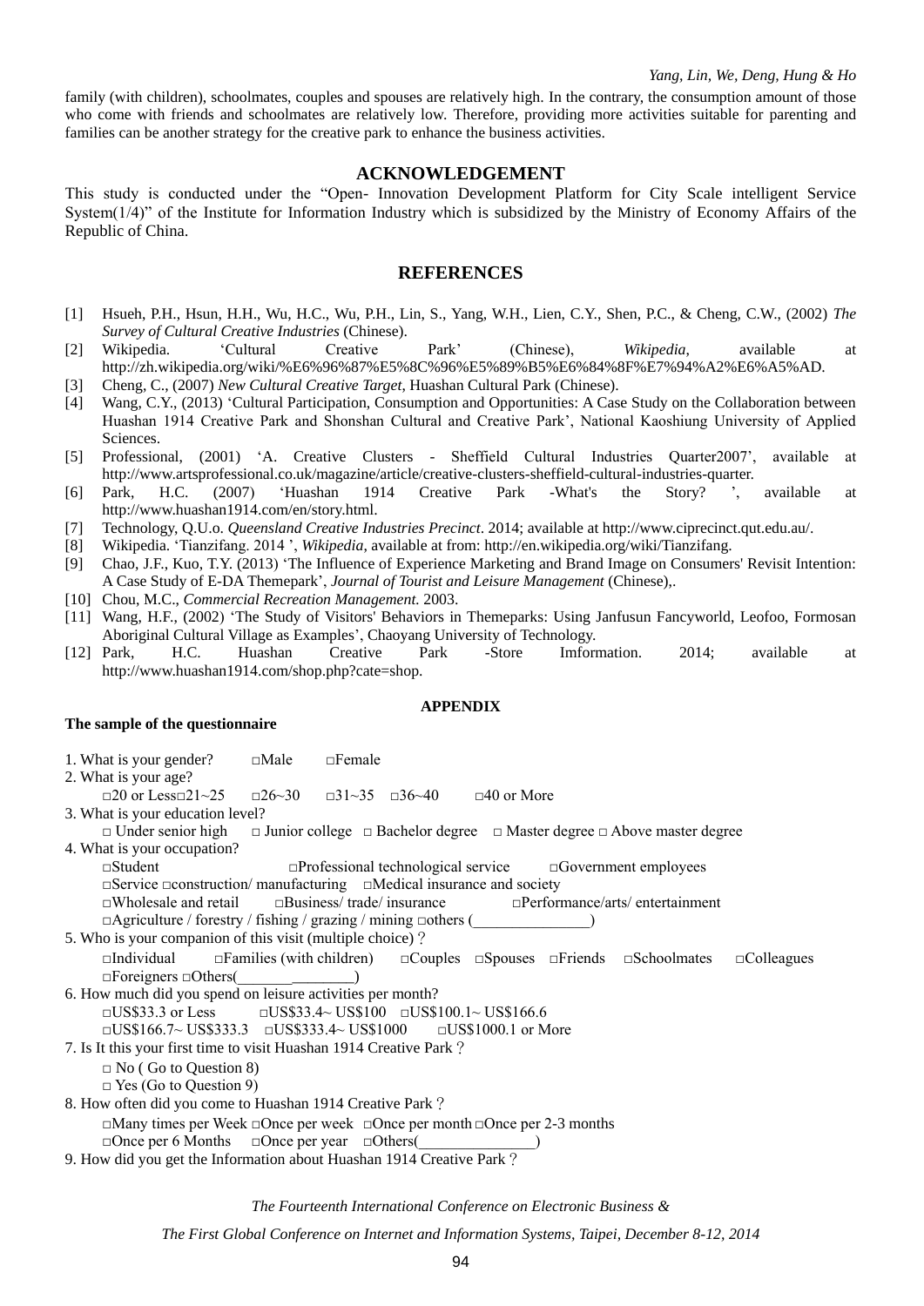family (with children), schoolmates, couples and spouses are relatively high. In the contrary, the consumption amount of those who come with friends and schoolmates are relatively low. Therefore, providing more activities suitable for parenting and families can be another strategy for the creative park to enhance the business activities.

## ACKNOWLEDGEMENT

This study is conducted under the "Open- Innovation Development Platform for City Scale intelligent Service System(1/4)" of the Institute for Information Industry which is subsidized by the Ministry of Economy Affairs of the Republic of China.

## REFERENCES

[1] Hsueh, P.H., Hsun, H.H., Wu, H.C., Wu, P.H., Lin, S., Yang, W.H., Lien, C.Y., Shen, P.C., & Cheng, C.W., (2002) *The Survey of Cultural Creative Industries* (Chinese).

[2] Wikipedia. 'Cultural Creative Park' (Chinese), *Wikipedia*, available at http://zh.wikipedia.org/wiki/%E6%96%87%E5%8C%96%E5%89%B5%E6%84%8F%E7%94%A2%E6%A5%AD.

[3] Cheng, C., (2007) *New Cultural Creative Target*, Huashan Cultural Park (Chinese).

[4] Wang, C.Y., (2013) 'Cultural Participation, Consumption and Opportunities: A Case Study on the Collaboration between Huashan 1914 Creative Park and Shonshan Cultural and Creative Park', National Kaoshiung University of Applied Sciences.

[5] Professional, (2001) 'A. Creative Clusters - Sheffield Cultural Industries Quarter2007', available at http://www.artsprofessional.co.uk/magazine/article/creative-clusters-sheffield-cultural-industries-quarter.

[6] Park, H.C. (2007) 'Huashan 1914 Creative Park -What's the Story? ', available at http://www.huashan1914.com/en/story.html.

[7] Technology, Q.U.o. *Queensland Creative Industries Precinct*. 2014; available at http://www.ciprecinct.qut.edu.au/.

[8] Wikipedia. 'Tianzifang. 2014 ', *Wikipedia,* available at from: http://en.wikipedia.org/wiki/Tianzifang.

[9] Chao, J.F., Kuo, T.Y. (2013) 'The Influence of Experience Marketing and Brand Image on Consumers' Revisit Intention: A Case Study of E-DA Themepark', *Journal of Tourist and Leisure Management* (Chinese),.

[10] Chou, M.C., *Commercial Recreation Management.* 2003.

[11] Wang, H.F., (2002) 'The Study of Visitors' Behaviors in Themeparks: Using Janfusun Fancyworld, Leofoo, Formosan Aboriginal Cultural Village as Examples', Chaoyang University of Technology.

[12] Park, H.C. Huashan Creative Park -Store Imformation. 2014; available at http://www.huashan1914.com/shop.php?cate=shop.

### APPENDIX

**The sample of the questionnaire**

1. What is your gender? □Male □Female

2. What is your age?
   □20 or Less□21~25 □26~30 □31~35 □36~40 □40 or More

3. What is your education level?
   □ Under senior high □ Junior college □ Bachelor degree □ Master degree □ Above master degree

4. What is your occupation?
   □Student □Professional technological service □Government employees
   □Service □construction/ manufacturing □Medical insurance and society
   □Wholesale and retail □Business/ trade/ insurance □Performance/arts/ entertainment
   □Agriculture / forestry / fishing / grazing / mining □others (_______________)

5. Who is your companion of this visit (multiple choice)？
   □Individual □Families (with children) □Couples □Spouses □Friends □Schoolmates □Colleagues
   □Foreigners □Others(_______ ________)

6. How much did you spend on leisure activities per month?
   □US$33.3 or Less □US$33.4~ US$100 □US$100.1~ US$166.6
   □US$166.7~ US$333.3 □US$333.4~ US$1000 □US$1000.1 or More

7. Is It this your first time to visit Huashan 1914 Creative Park？
   □ No ( Go to Question 8)
   □ Yes (Go to Question 9)

8. How often did you come to Huashan 1914 Creative Park？
   □Many times per Week □Once per week □Once per month □Once per 2-3 months
   □Once per 6 Months □Once per year □Others(_______________)

9. How did you get the Information about Huashan 1914 Creative Park？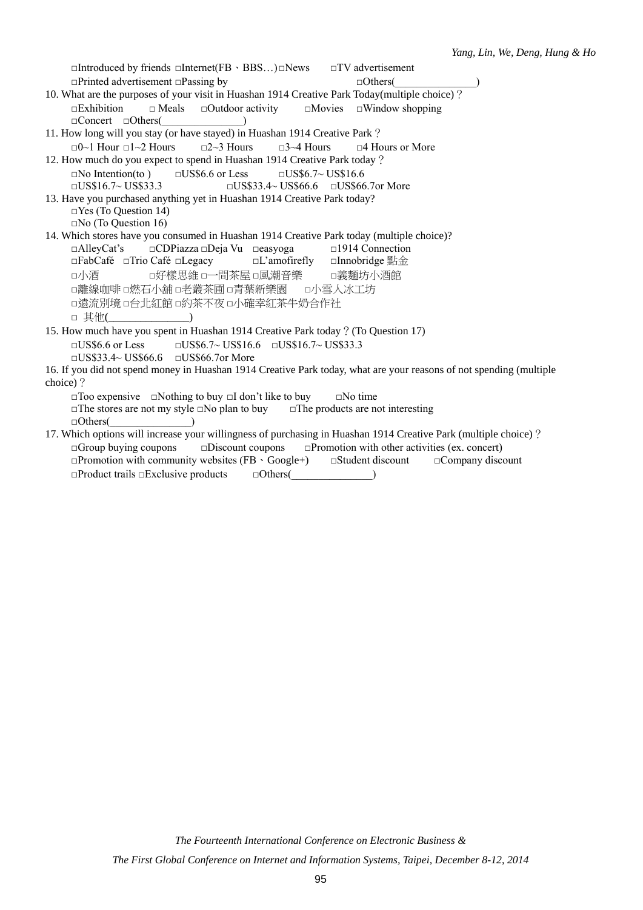□Introduced by friends □Internet(FB、BBS…) □News □TV advertisement
□Printed advertisement □Passing by □Others(_______________)

10. What are the purposes of your visit in Huashan 1914 Creative Park Today(multiple choice)？
□Exhibition □ Meals □Outdoor activity □Movies □Window shopping
□Concert □Others(_______________)

11. How long will you stay (or have stayed) in Huashan 1914 Creative Park？
□0~1 Hour □1~2 Hours □2~3 Hours □3~4 Hours □4 Hours or More

12. How much do you expect to spend in Huashan 1914 Creative Park today？
□No Intention(to ) □US$6.6 or Less □US$6.7~ US$16.6
□US$16.7~ US$33.3 □US$33.4~ US$66.6 □US$66.7or More

13. Have you purchased anything yet in Huashan 1914 Creative Park today?
□Yes (To Question 14)
□No (To Question 16)

14. Which stores have you consumed in Huashan 1914 Creative Park today (multiple choice)?
□AlleyCat's □CDPiazza □Deja Vu □easyoga □1914 Connection
□FabCafé □Trio Café □Legacy □L'amofirefly □Innobridge 點金
□小酒 □好樣思維 □一間茶屋 □風潮音樂 □義麵坊小酒館
□離線咖啡 □燃石小舖 □老叢茶圃 □青葉新樂園 □小雪人冰工坊
□遠流別境 □台北紅館 □約茶不夜 □小確幸紅茶牛奶合作社
□ 其他(_______________)

15. How much have you spent in Huashan 1914 Creative Park today？(To Question 17)
□US$6.6 or Less □US$6.7~ US$16.6 □US$16.7~ US$33.3
□US$33.4~ US$66.6 □US$66.7or More

16. If you did not spend money in Huashan 1914 Creative Park today, what are your reasons of not spending (multiple choice)？
□Too expensive □Nothing to buy □I don't like to buy □No time
□The stores are not my style □No plan to buy □The products are not interesting
□Others(_______________)

17. Which options will increase your willingness of purchasing in Huashan 1914 Creative Park (multiple choice)？
□Group buying coupons □Discount coupons □Promotion with other activities (ex. concert)
□Promotion with community websites (FB、Google+) □Student discount □Company discount
□Product trails □Exclusive products □Others(_______________)